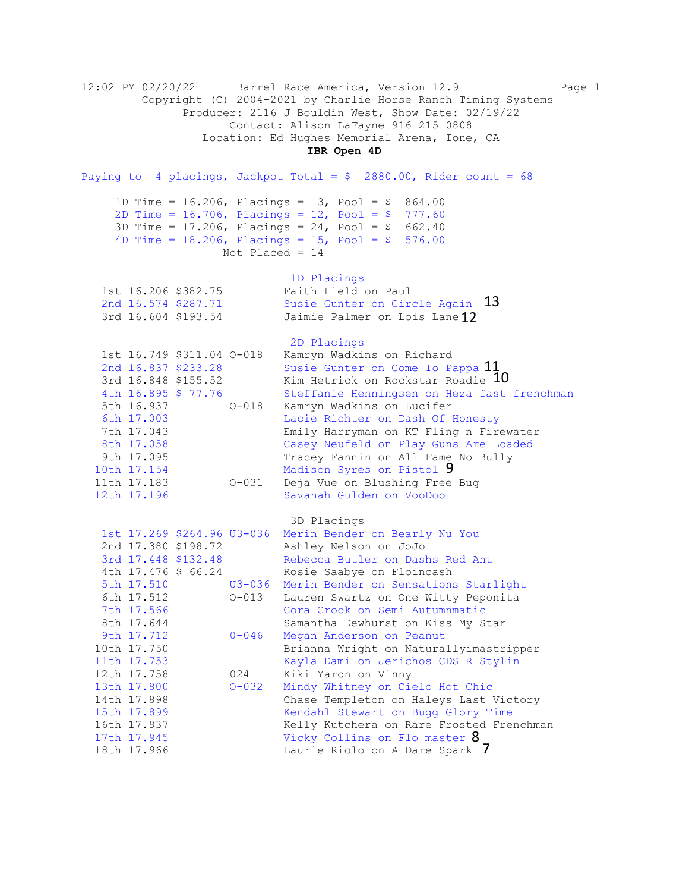12:02 PM 02/20/22 Barrel Race America, Version 12.9

Copyright (C) 2004-2021 by Charlie Horse Ranch Timing Systems

Producer: 2116 J Bouldin West, Show Date: 02/19/22

Contact: Alison LaFayne 916 215 0808

Location: Ed Hughes Memorial Arena, Ione, CA

**IBR Open 4D**

Paying to 4 placings, Jackpot Total = $ 2880.00, Rider count = 68

| | Time | Placings | Pool |
|---|---|---|---|
| 1D | 16.206 | 3 | $ 864.00 |
| 2D | 16.706 | 12 | $ 777.60 |
| 3D | 17.206 | 24 | $ 662.40 |
| 4D | 18.206 | 15 | $ 576.00 |

Not Placed = 14

## 1D Placings

| Place | Time | Payout | Code | Rider/Horse | |
|---|---|---|---|---|---|
| 1st | 16.206 | $382.75 | | Faith Field on Paul | |
| 2nd | 16.574 | $287.71 | | Susie Gunter on Circle Again | 13 |
| 3rd | 16.604 | $193.54 | | Jaimie Palmer on Lois Lane | 12 |

## 2D Placings

| Place | Time | Payout | Code | Rider/Horse | |
|---|---|---|---|---|---|
| 1st | 16.749 | $311.04 | O-018 | Kamryn Wadkins on Richard | |
| 2nd | 16.837 | $233.28 | | Susie Gunter on Come To Pappa | 11 |
| 3rd | 16.848 | $155.52 | | Kim Hetrick on Rockstar Roadie | 10 |
| 4th | 16.895 | $ 77.76 | | Steffanie Henningsen on Heza fast frenchman | |
| 5th | 16.937 | | O-018 | Kamryn Wadkins on Lucifer | |
| 6th | 17.003 | | | Lacie Richter on Dash Of Honesty | |
| 7th | 17.043 | | | Emily Harryman on KT Fling n Firewater | |
| 8th | 17.058 | | | Casey Neufeld on Play Guns Are Loaded | |
| 9th | 17.095 | | | Tracey Fannin on All Fame No Bully | |
| 10th | 17.154 | | | Madison Syres on Pistol | 9 |
| 11th | 17.183 | | O-031 | Deja Vue on Blushing Free Bug | |
| 12th | 17.196 | | | Savanah Gulden on VooDoo | |

## 3D Placings

| Place | Time | Payout | Code | Rider/Horse | |
|---|---|---|---|---|---|
| 1st | 17.269 | $264.96 | U3-036 | Merin Bender on Bearly Nu You | |
| 2nd | 17.380 | $198.72 | | Ashley Nelson on JoJo | |
| 3rd | 17.448 | $132.48 | | Rebecca Butler on Dashs Red Ant | |
| 4th | 17.476 | $ 66.24 | | Rosie Saabye on Floincash | |
| 5th | 17.510 | | U3-036 | Merin Bender on Sensations Starlight | |
| 6th | 17.512 | | O-013 | Lauren Swartz on One Witty Peponita | |
| 7th | 17.566 | | | Cora Crook on Semi Autumnmatic | |
| 8th | 17.644 | | | Samantha Dewhurst on Kiss My Star | |
| 9th | 17.712 | | 0-046 | Megan Anderson on Peanut | |
| 10th | 17.750 | | | Brianna Wright on Naturallyimastripper | |
| 11th | 17.753 | | | Kayla Dami on Jerichos CDS R Stylin | |
| 12th | 17.758 | | 024 | Kiki Yaron on Vinny | |
| 13th | 17.800 | | O-032 | Mindy Whitney on Cielo Hot Chic | |
| 14th | 17.898 | | | Chase Templeton on Haleys Last Victory | |
| 15th | 17.899 | | | Kendahl Stewart on Bugg Glory Time | |
| 16th | 17.937 | | | Kelly Kutchera on Rare Frosted Frenchman | |
| 17th | 17.945 | | | Vicky Collins on Flo master | 8 |
| 18th | 17.966 | | | Laurie Riolo on A Dare Spark | 7 |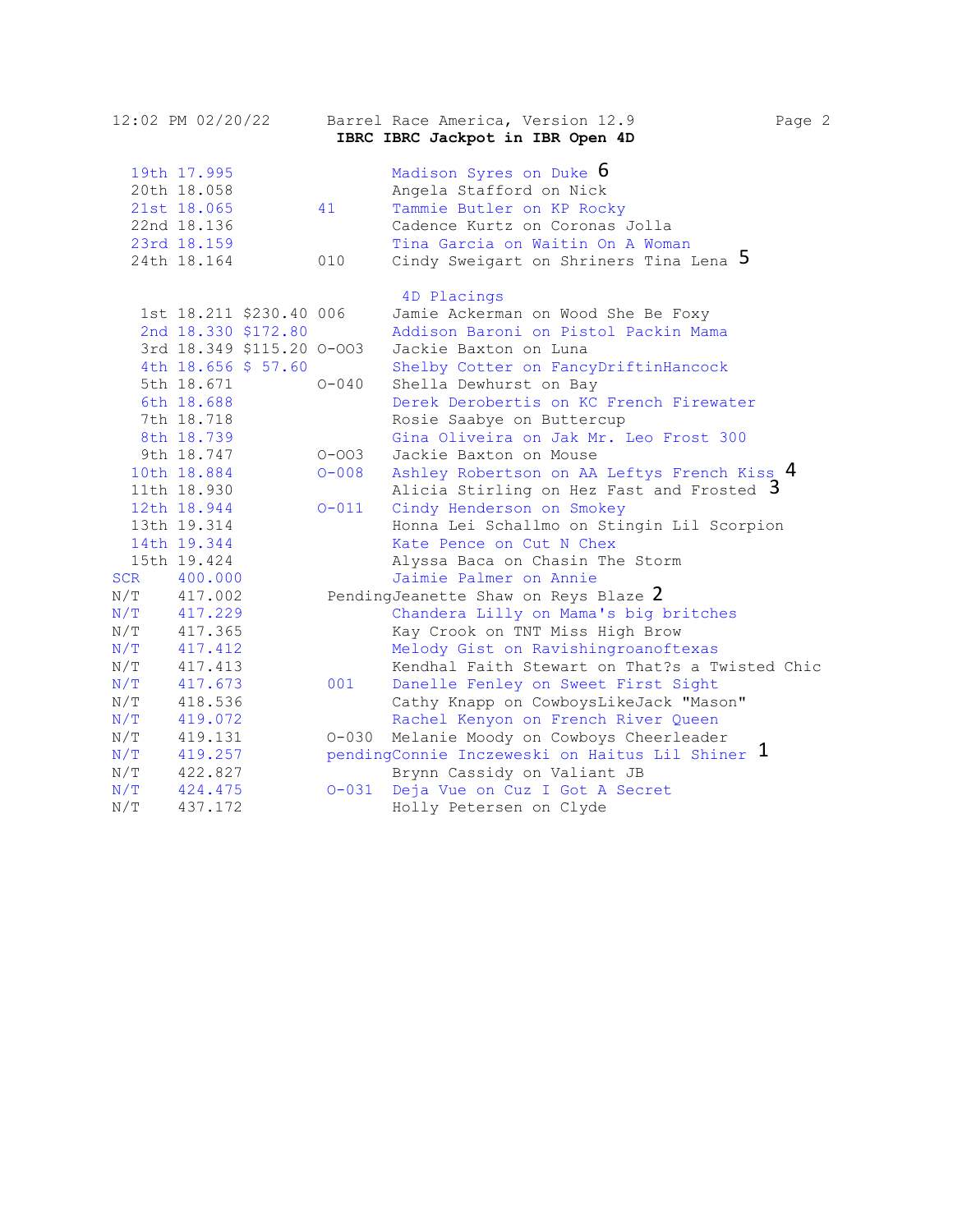IBRC IBRC Jackpot in IBR Open 4D

| | | | | |
|---|---|---|---|---|
| 19th | 17.995 | | | Madison Syres on Duke 6 |
| 20th | 18.058 | | | Angela Stafford on Nick |
| 21st | 18.065 | | 41 | Tammie Butler on KP Rocky |
| 22nd | 18.136 | | | Cadence Kurtz on Coronas Jolla |
| 23rd | 18.159 | | | Tina Garcia on Waitin On A Woman |
| 24th | 18.164 | | 010 | Cindy Sweigart on Shriners Tina Lena 5 |

### 4D Placings

| | | | | |
|---|---|---|---|---|
| 1st | 18.211 | $230.40 | 006 | Jamie Ackerman on Wood She Be Foxy |
| 2nd | 18.330 | $172.80 | | Addison Baroni on Pistol Packin Mama |
| 3rd | 18.349 | $115.20 | O-003 | Jackie Baxton on Luna |
| 4th | 18.656 | $ 57.60 | | Shelby Cotter on FancyDriftinHancock |
| 5th | 18.671 | | O-040 | Shella Dewhurst on Bay |
| 6th | 18.688 | | | Derek Derobertis on KC French Firewater |
| 7th | 18.718 | | | Rosie Saabye on Buttercup |
| 8th | 18.739 | | | Gina Oliveira on Jak Mr. Leo Frost 300 |
| 9th | 18.747 | | O-003 | Jackie Baxton on Mouse |
| 10th | 18.884 | | O-008 | Ashley Robertson on AA Leftys French Kiss 4 |
| 11th | 18.930 | | | Alicia Stirling on Hez Fast and Frosted 3 |
| 12th | 18.944 | | O-011 | Cindy Henderson on Smokey |
| 13th | 19.314 | | | Honna Lei Schallmo on Stingin Lil Scorpion |
| 14th | 19.344 | | | Kate Pence on Cut N Chex |
| 15th | 19.424 | | | Alyssa Baca on Chasin The Storm |
| SCR | 400.000 | | | Jaimie Palmer on Annie |
| N/T | 417.002 | | Pending | Jeanette Shaw on Reys Blaze 2 |
| N/T | 417.229 | | | Chandera Lilly on Mama's big britches |
| N/T | 417.365 | | | Kay Crook on TNT Miss High Brow |
| N/T | 417.412 | | | Melody Gist on Ravishingroanoftexas |
| N/T | 417.413 | | | Kendhal Faith Stewart on That?s a Twisted Chic |
| N/T | 417.673 | | 001 | Danelle Fenley on Sweet First Sight |
| N/T | 418.536 | | | Cathy Knapp on CowboysLikeJack "Mason" |
| N/T | 419.072 | | | Rachel Kenyon on French River Queen |
| N/T | 419.131 | | O-030 | Melanie Moody on Cowboys Cheerleader |
| N/T | 419.257 | | pending | Connie Inczeweski on Haitus Lil Shiner 1 |
| N/T | 422.827 | | | Brynn Cassidy on Valiant JB |
| N/T | 424.475 | | O-031 | Deja Vue on Cuz I Got A Secret |
| N/T | 437.172 | | | Holly Petersen on Clyde |